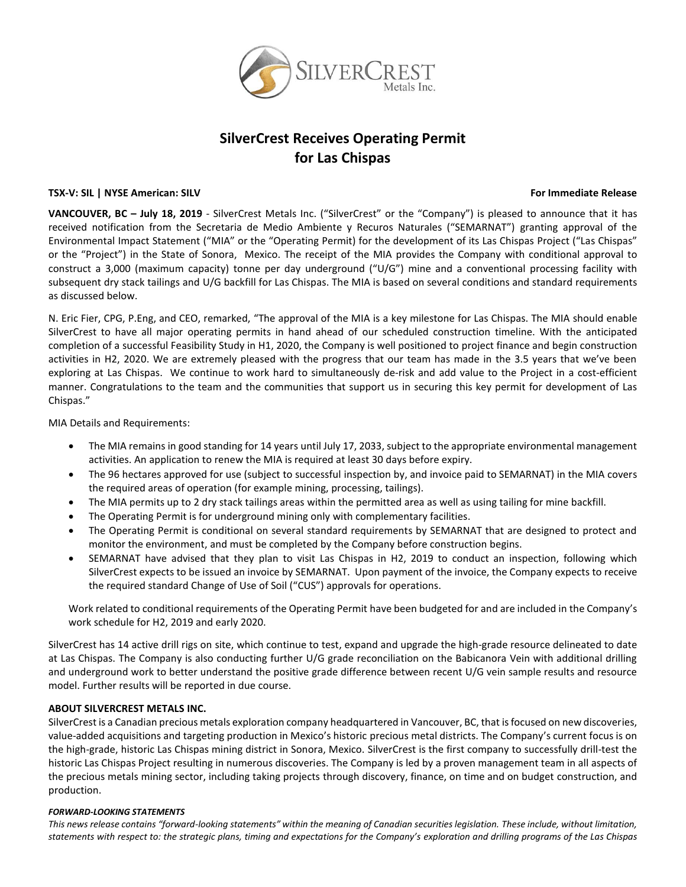# SilverCrest Receives Operating Permit for Las Chispas

**TSX-V: SIL | NYSE American: SILV** **For Immediate Release**

**VANCOUVER, BC – July 18, 2019** - SilverCrest Metals Inc. ("SilverCrest" or the "Company") is pleased to announce that it has received notification from the Secretaria de Medio Ambiente y Recuros Naturales ("SEMARNAT") granting approval of the Environmental Impact Statement ("MIA" or the "Operating Permit) for the development of its Las Chispas Project ("Las Chispas" or the "Project") in the State of Sonora, Mexico. The receipt of the MIA provides the Company with conditional approval to construct a 3,000 (maximum capacity) tonne per day underground ("U/G") mine and a conventional processing facility with subsequent dry stack tailings and U/G backfill for Las Chispas. The MIA is based on several conditions and standard requirements as discussed below.

N. Eric Fier, CPG, P.Eng, and CEO, remarked, "The approval of the MIA is a key milestone for Las Chispas. The MIA should enable SilverCrest to have all major operating permits in hand ahead of our scheduled construction timeline. With the anticipated completion of a successful Feasibility Study in H1, 2020, the Company is well positioned to project finance and begin construction activities in H2, 2020. We are extremely pleased with the progress that our team has made in the 3.5 years that we've been exploring at Las Chispas. We continue to work hard to simultaneously de-risk and add value to the Project in a cost-efficient manner. Congratulations to the team and the communities that support us in securing this key permit for development of Las Chispas."

MIA Details and Requirements:

- The MIA remains in good standing for 14 years until July 17, 2033, subject to the appropriate environmental management activities. An application to renew the MIA is required at least 30 days before expiry.
- The 96 hectares approved for use (subject to successful inspection by, and invoice paid to SEMARNAT) in the MIA covers the required areas of operation (for example mining, processing, tailings).
- The MIA permits up to 2 dry stack tailings areas within the permitted area as well as using tailing for mine backfill.
- The Operating Permit is for underground mining only with complementary facilities.
- The Operating Permit is conditional on several standard requirements by SEMARNAT that are designed to protect and monitor the environment, and must be completed by the Company before construction begins.
- SEMARNAT have advised that they plan to visit Las Chispas in H2, 2019 to conduct an inspection, following which SilverCrest expects to be issued an invoice by SEMARNAT. Upon payment of the invoice, the Company expects to receive the required standard Change of Use of Soil ("CUS") approvals for operations.

Work related to conditional requirements of the Operating Permit have been budgeted for and are included in the Company's work schedule for H2, 2019 and early 2020.

SilverCrest has 14 active drill rigs on site, which continue to test, expand and upgrade the high-grade resource delineated to date at Las Chispas. The Company is also conducting further U/G grade reconciliation on the Babicanora Vein with additional drilling and underground work to better understand the positive grade difference between recent U/G vein sample results and resource model. Further results will be reported in due course.

**ABOUT SILVERCREST METALS INC.**

SilverCrest is a Canadian precious metals exploration company headquartered in Vancouver, BC, that is focused on new discoveries, value-added acquisitions and targeting production in Mexico's historic precious metal districts. The Company's current focus is on the high-grade, historic Las Chispas mining district in Sonora, Mexico. SilverCrest is the first company to successfully drill-test the historic Las Chispas Project resulting in numerous discoveries. The Company is led by a proven management team in all aspects of the precious metals mining sector, including taking projects through discovery, finance, on time and on budget construction, and production.

***FORWARD-LOOKING STATEMENTS***

*This news release contains "forward-looking statements" within the meaning of Canadian securities legislation. These include, without limitation, statements with respect to: the strategic plans, timing and expectations for the Company's exploration and drilling programs of the Las Chispas*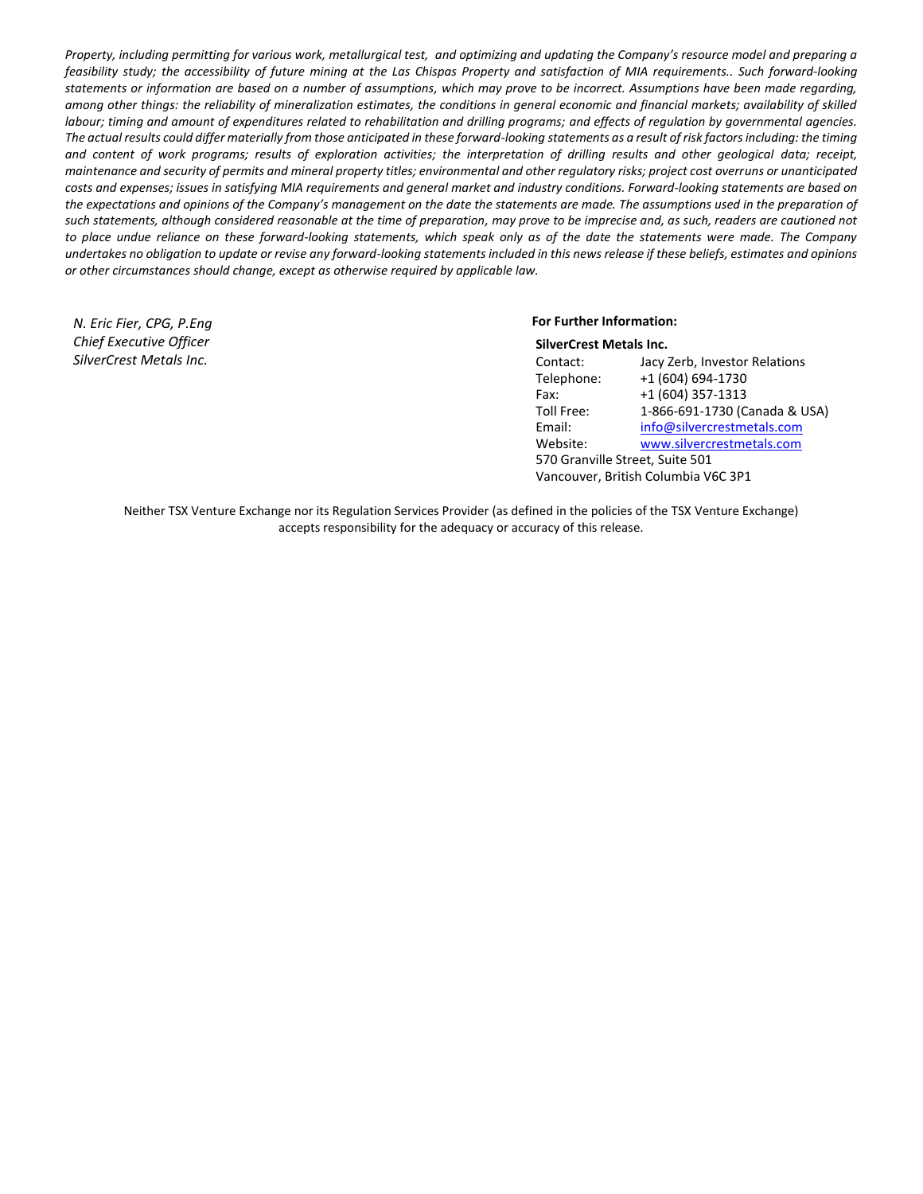*Property, including permitting for various work, metallurgical test, and optimizing and updating the Company's resource model and preparing a feasibility study; the accessibility of future mining at the Las Chispas Property and satisfaction of MIA requirements.. Such forward-looking statements or information are based on a number of assumptions, which may prove to be incorrect. Assumptions have been made regarding, among other things: the reliability of mineralization estimates, the conditions in general economic and financial markets; availability of skilled labour; timing and amount of expenditures related to rehabilitation and drilling programs; and effects of regulation by governmental agencies. The actual results could differ materially from those anticipated in these forward-looking statements as a result of risk factors including: the timing and content of work programs; results of exploration activities; the interpretation of drilling results and other geological data; receipt, maintenance and security of permits and mineral property titles; environmental and other regulatory risks; project cost overruns or unanticipated costs and expenses; issues in satisfying MIA requirements and general market and industry conditions. Forward-looking statements are based on the expectations and opinions of the Company's management on the date the statements are made. The assumptions used in the preparation of such statements, although considered reasonable at the time of preparation, may prove to be imprecise and, as such, readers are cautioned not to place undue reliance on these forward-looking statements, which speak only as of the date the statements were made. The Company undertakes no obligation to update or revise any forward-looking statements included in this news release if these beliefs, estimates and opinions or other circumstances should change, except as otherwise required by applicable law.*

*N. Eric Fier, CPG, P.Eng*
*Chief Executive Officer*
*SilverCrest Metals Inc.*

**For Further Information:**

**SilverCrest Metals Inc.**

| | |
|---|---|
| Contact: | Jacy Zerb, Investor Relations |
| Telephone: | +1 (604) 694-1730 |
| Fax: | +1 (604) 357-1313 |
| Toll Free: | 1-866-691-1730 (Canada & USA) |
| Email: | info@silvercrestmetals.com |
| Website: | www.silvercrestmetals.com |

570 Granville Street, Suite 501
Vancouver, British Columbia V6C 3P1

Neither TSX Venture Exchange nor its Regulation Services Provider (as defined in the policies of the TSX Venture Exchange) accepts responsibility for the adequacy or accuracy of this release.